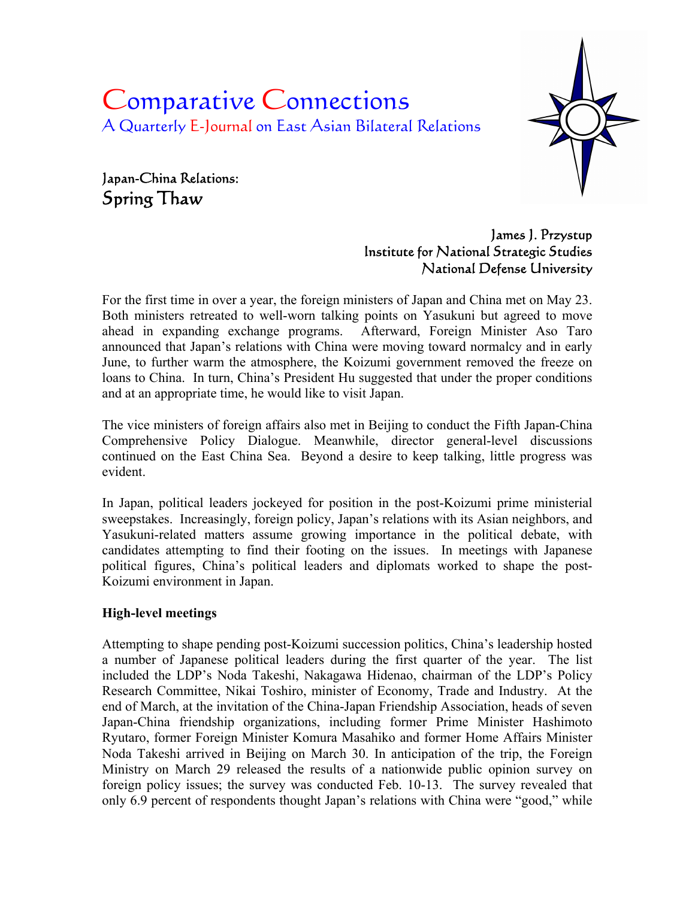# Comparative Connections

A Quarterly E-Journal on East Asian Bilateral Relations

## Japan-China Relations:
## Spring Thaw

James J. Przystup
Institute for National Strategic Studies
National Defense University

For the first time in over a year, the foreign ministers of Japan and China met on May 23. Both ministers retreated to well-worn talking points on Yasukuni but agreed to move ahead in expanding exchange programs. Afterward, Foreign Minister Aso Taro announced that Japan's relations with China were moving toward normalcy and in early June, to further warm the atmosphere, the Koizumi government removed the freeze on loans to China. In turn, China's President Hu suggested that under the proper conditions and at an appropriate time, he would like to visit Japan.

The vice ministers of foreign affairs also met in Beijing to conduct the Fifth Japan-China Comprehensive Policy Dialogue. Meanwhile, director general-level discussions continued on the East China Sea. Beyond a desire to keep talking, little progress was evident.

In Japan, political leaders jockeyed for position in the post-Koizumi prime ministerial sweepstakes. Increasingly, foreign policy, Japan's relations with its Asian neighbors, and Yasukuni-related matters assume growing importance in the political debate, with candidates attempting to find their footing on the issues. In meetings with Japanese political figures, China's political leaders and diplomats worked to shape the post-Koizumi environment in Japan.

### High-level meetings

Attempting to shape pending post-Koizumi succession politics, China's leadership hosted a number of Japanese political leaders during the first quarter of the year. The list included the LDP's Noda Takeshi, Nakagawa Hidenao, chairman of the LDP's Policy Research Committee, Nikai Toshiro, minister of Economy, Trade and Industry. At the end of March, at the invitation of the China-Japan Friendship Association, heads of seven Japan-China friendship organizations, including former Prime Minister Hashimoto Ryutaro, former Foreign Minister Komura Masahiko and former Home Affairs Minister Noda Takeshi arrived in Beijing on March 30. In anticipation of the trip, the Foreign Ministry on March 29 released the results of a nationwide public opinion survey on foreign policy issues; the survey was conducted Feb. 10-13. The survey revealed that only 6.9 percent of respondents thought Japan's relations with China were "good," while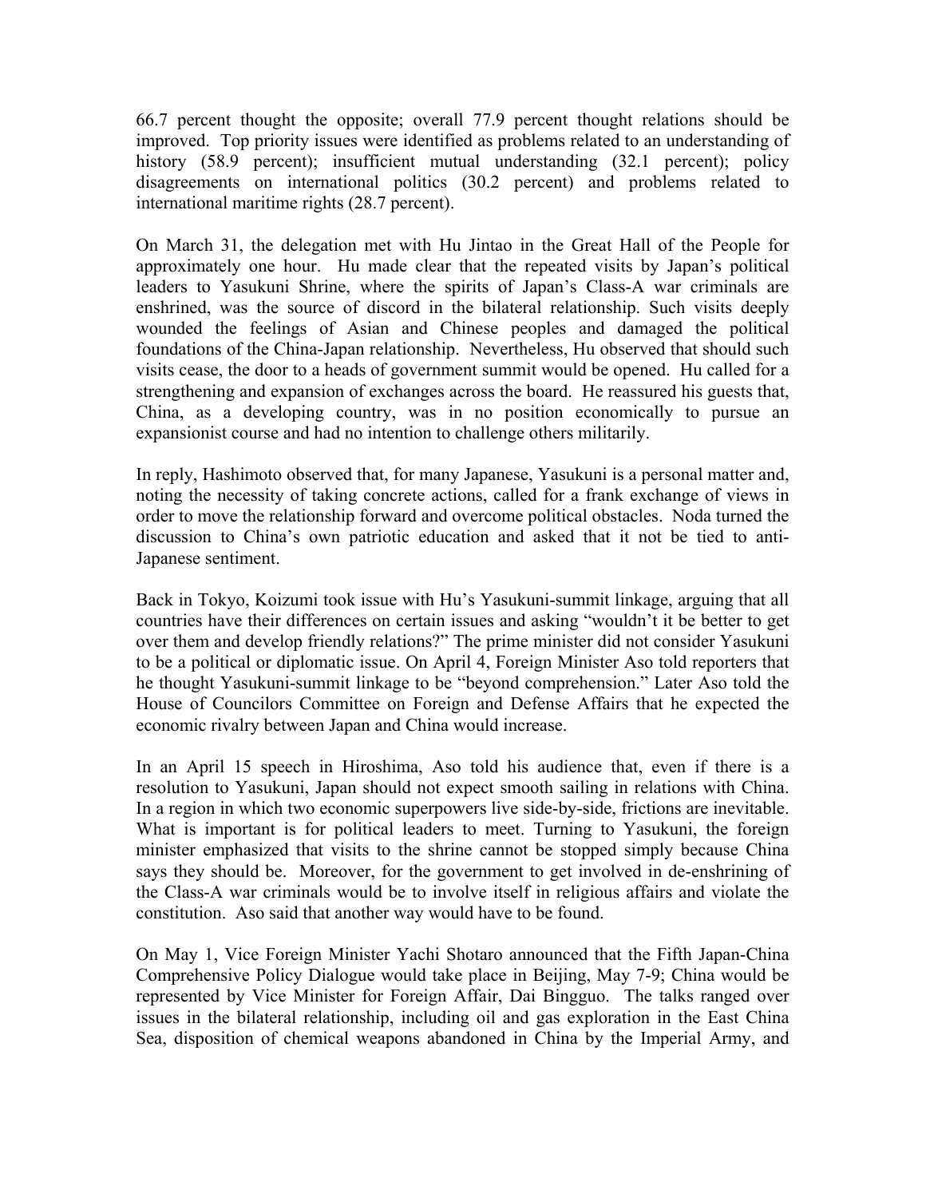66.7 percent thought the opposite; overall 77.9 percent thought relations should be improved. Top priority issues were identified as problems related to an understanding of history (58.9 percent); insufficient mutual understanding (32.1 percent); policy disagreements on international politics (30.2 percent) and problems related to international maritime rights (28.7 percent).

On March 31, the delegation met with Hu Jintao in the Great Hall of the People for approximately one hour. Hu made clear that the repeated visits by Japan's political leaders to Yasukuni Shrine, where the spirits of Japan's Class-A war criminals are enshrined, was the source of discord in the bilateral relationship. Such visits deeply wounded the feelings of Asian and Chinese peoples and damaged the political foundations of the China-Japan relationship. Nevertheless, Hu observed that should such visits cease, the door to a heads of government summit would be opened. Hu called for a strengthening and expansion of exchanges across the board. He reassured his guests that, China, as a developing country, was in no position economically to pursue an expansionist course and had no intention to challenge others militarily.

In reply, Hashimoto observed that, for many Japanese, Yasukuni is a personal matter and, noting the necessity of taking concrete actions, called for a frank exchange of views in order to move the relationship forward and overcome political obstacles. Noda turned the discussion to China's own patriotic education and asked that it not be tied to anti-Japanese sentiment.

Back in Tokyo, Koizumi took issue with Hu's Yasukuni-summit linkage, arguing that all countries have their differences on certain issues and asking "wouldn't it be better to get over them and develop friendly relations?" The prime minister did not consider Yasukuni to be a political or diplomatic issue. On April 4, Foreign Minister Aso told reporters that he thought Yasukuni-summit linkage to be "beyond comprehension." Later Aso told the House of Councilors Committee on Foreign and Defense Affairs that he expected the economic rivalry between Japan and China would increase.

In an April 15 speech in Hiroshima, Aso told his audience that, even if there is a resolution to Yasukuni, Japan should not expect smooth sailing in relations with China. In a region in which two economic superpowers live side-by-side, frictions are inevitable. What is important is for political leaders to meet. Turning to Yasukuni, the foreign minister emphasized that visits to the shrine cannot be stopped simply because China says they should be. Moreover, for the government to get involved in de-enshrining of the Class-A war criminals would be to involve itself in religious affairs and violate the constitution. Aso said that another way would have to be found.

On May 1, Vice Foreign Minister Yachi Shotaro announced that the Fifth Japan-China Comprehensive Policy Dialogue would take place in Beijing, May 7-9; China would be represented by Vice Minister for Foreign Affair, Dai Bingguo. The talks ranged over issues in the bilateral relationship, including oil and gas exploration in the East China Sea, disposition of chemical weapons abandoned in China by the Imperial Army, and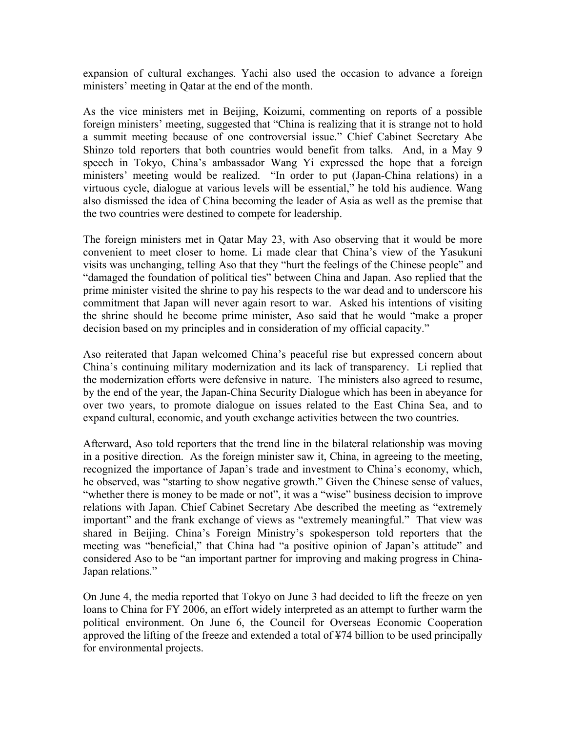expansion of cultural exchanges. Yachi also used the occasion to advance a foreign ministers' meeting in Qatar at the end of the month.

As the vice ministers met in Beijing, Koizumi, commenting on reports of a possible foreign ministers' meeting, suggested that "China is realizing that it is strange not to hold a summit meeting because of one controversial issue." Chief Cabinet Secretary Abe Shinzo told reporters that both countries would benefit from talks. And, in a May 9 speech in Tokyo, China's ambassador Wang Yi expressed the hope that a foreign ministers' meeting would be realized. "In order to put (Japan-China relations) in a virtuous cycle, dialogue at various levels will be essential," he told his audience. Wang also dismissed the idea of China becoming the leader of Asia as well as the premise that the two countries were destined to compete for leadership.

The foreign ministers met in Qatar May 23, with Aso observing that it would be more convenient to meet closer to home. Li made clear that China's view of the Yasukuni visits was unchanging, telling Aso that they "hurt the feelings of the Chinese people" and "damaged the foundation of political ties" between China and Japan. Aso replied that the prime minister visited the shrine to pay his respects to the war dead and to underscore his commitment that Japan will never again resort to war. Asked his intentions of visiting the shrine should he become prime minister, Aso said that he would "make a proper decision based on my principles and in consideration of my official capacity."

Aso reiterated that Japan welcomed China's peaceful rise but expressed concern about China's continuing military modernization and its lack of transparency. Li replied that the modernization efforts were defensive in nature. The ministers also agreed to resume, by the end of the year, the Japan-China Security Dialogue which has been in abeyance for over two years, to promote dialogue on issues related to the East China Sea, and to expand cultural, economic, and youth exchange activities between the two countries.

Afterward, Aso told reporters that the trend line in the bilateral relationship was moving in a positive direction. As the foreign minister saw it, China, in agreeing to the meeting, recognized the importance of Japan's trade and investment to China's economy, which, he observed, was "starting to show negative growth." Given the Chinese sense of values, "whether there is money to be made or not", it was a "wise" business decision to improve relations with Japan. Chief Cabinet Secretary Abe described the meeting as "extremely important" and the frank exchange of views as "extremely meaningful." That view was shared in Beijing. China's Foreign Ministry's spokesperson told reporters that the meeting was "beneficial," that China had "a positive opinion of Japan's attitude" and considered Aso to be "an important partner for improving and making progress in China-Japan relations."

On June 4, the media reported that Tokyo on June 3 had decided to lift the freeze on yen loans to China for FY 2006, an effort widely interpreted as an attempt to further warm the political environment. On June 6, the Council for Overseas Economic Cooperation approved the lifting of the freeze and extended a total of ¥74 billion to be used principally for environmental projects.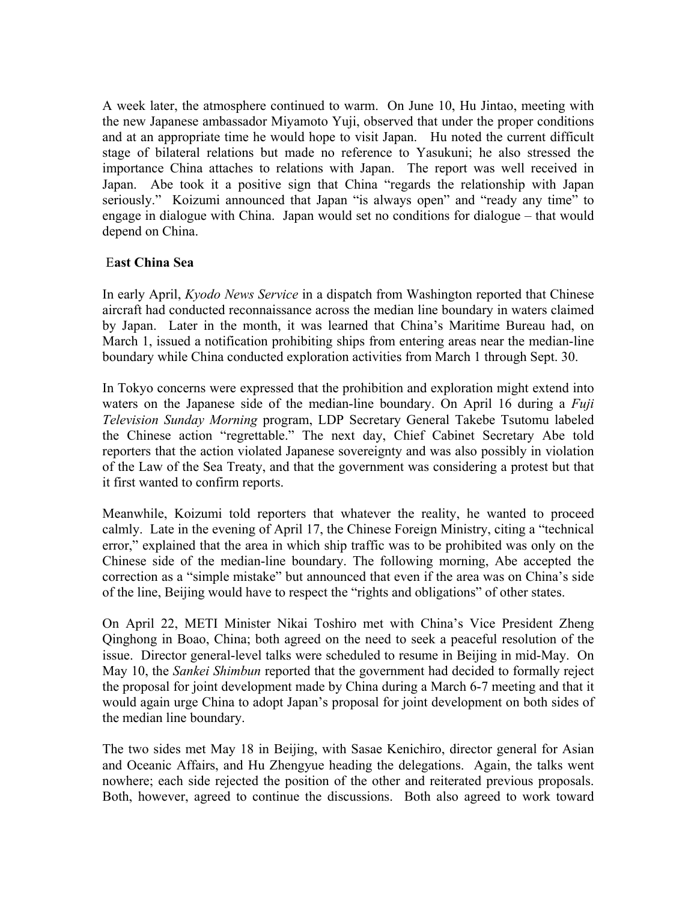A week later, the atmosphere continued to warm. On June 10, Hu Jintao, meeting with the new Japanese ambassador Miyamoto Yuji, observed that under the proper conditions and at an appropriate time he would hope to visit Japan. Hu noted the current difficult stage of bilateral relations but made no reference to Yasukuni; he also stressed the importance China attaches to relations with Japan. The report was well received in Japan. Abe took it a positive sign that China "regards the relationship with Japan seriously." Koizumi announced that Japan "is always open" and "ready any time" to engage in dialogue with China. Japan would set no conditions for dialogue – that would depend on China.

**East China Sea**

In early April, *Kyodo News Service* in a dispatch from Washington reported that Chinese aircraft had conducted reconnaissance across the median line boundary in waters claimed by Japan. Later in the month, it was learned that China's Maritime Bureau had, on March 1, issued a notification prohibiting ships from entering areas near the median-line boundary while China conducted exploration activities from March 1 through Sept. 30.

In Tokyo concerns were expressed that the prohibition and exploration might extend into waters on the Japanese side of the median-line boundary. On April 16 during a *Fuji Television Sunday Morning* program, LDP Secretary General Takebe Tsutomu labeled the Chinese action "regrettable." The next day, Chief Cabinet Secretary Abe told reporters that the action violated Japanese sovereignty and was also possibly in violation of the Law of the Sea Treaty, and that the government was considering a protest but that it first wanted to confirm reports.

Meanwhile, Koizumi told reporters that whatever the reality, he wanted to proceed calmly. Late in the evening of April 17, the Chinese Foreign Ministry, citing a "technical error," explained that the area in which ship traffic was to be prohibited was only on the Chinese side of the median-line boundary. The following morning, Abe accepted the correction as a "simple mistake" but announced that even if the area was on China's side of the line, Beijing would have to respect the "rights and obligations" of other states.

On April 22, METI Minister Nikai Toshiro met with China's Vice President Zheng Qinghong in Boao, China; both agreed on the need to seek a peaceful resolution of the issue. Director general-level talks were scheduled to resume in Beijing in mid-May. On May 10, the *Sankei Shimbun* reported that the government had decided to formally reject the proposal for joint development made by China during a March 6-7 meeting and that it would again urge China to adopt Japan's proposal for joint development on both sides of the median line boundary.

The two sides met May 18 in Beijing, with Sasae Kenichiro, director general for Asian and Oceanic Affairs, and Hu Zhengyue heading the delegations. Again, the talks went nowhere; each side rejected the position of the other and reiterated previous proposals. Both, however, agreed to continue the discussions. Both also agreed to work toward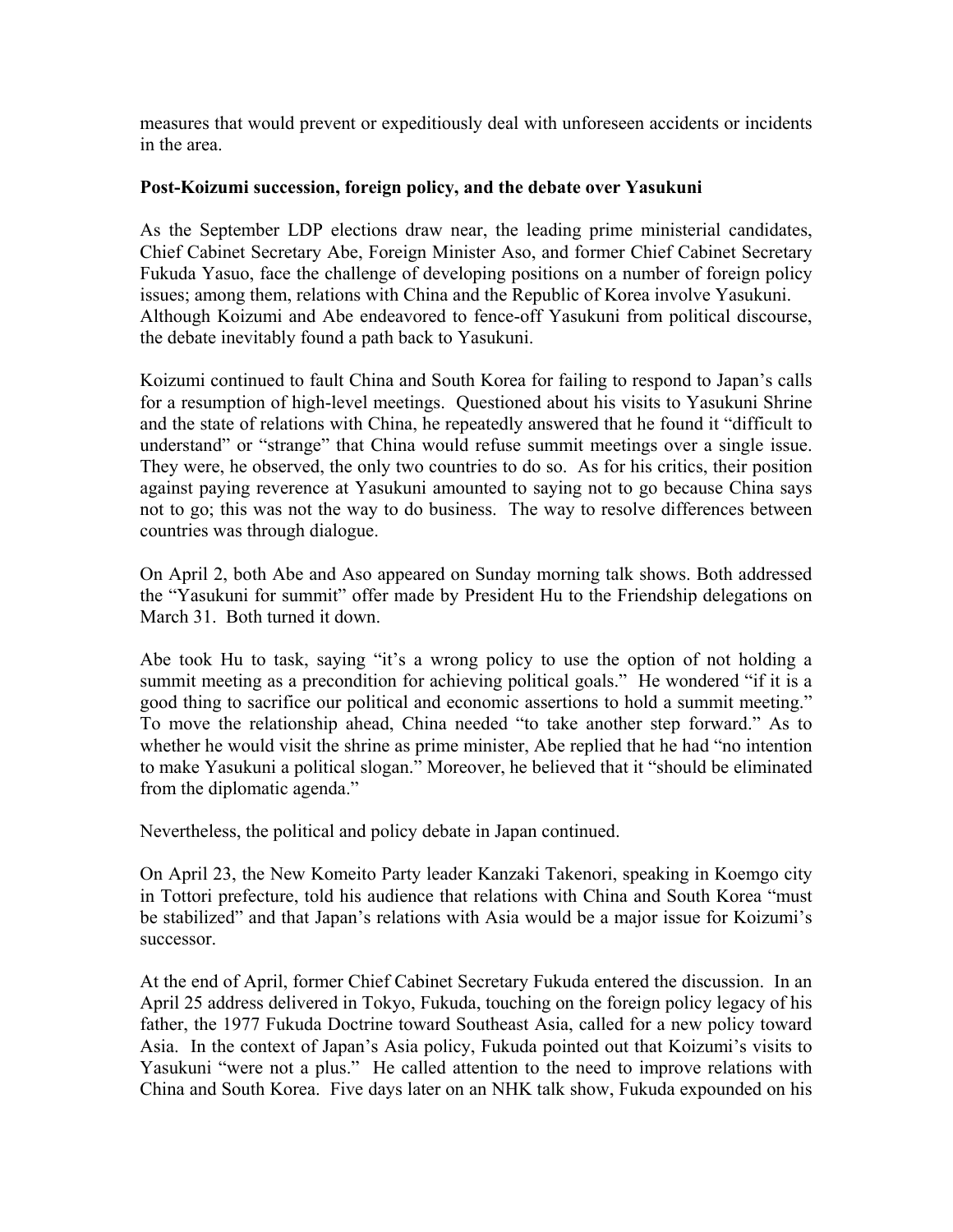measures that would prevent or expeditiously deal with unforeseen accidents or incidents in the area.

**Post-Koizumi succession, foreign policy, and the debate over Yasukuni**

As the September LDP elections draw near, the leading prime ministerial candidates, Chief Cabinet Secretary Abe, Foreign Minister Aso, and former Chief Cabinet Secretary Fukuda Yasuo, face the challenge of developing positions on a number of foreign policy issues; among them, relations with China and the Republic of Korea involve Yasukuni. Although Koizumi and Abe endeavored to fence-off Yasukuni from political discourse, the debate inevitably found a path back to Yasukuni.

Koizumi continued to fault China and South Korea for failing to respond to Japan's calls for a resumption of high-level meetings. Questioned about his visits to Yasukuni Shrine and the state of relations with China, he repeatedly answered that he found it "difficult to understand" or "strange" that China would refuse summit meetings over a single issue. They were, he observed, the only two countries to do so. As for his critics, their position against paying reverence at Yasukuni amounted to saying not to go because China says not to go; this was not the way to do business. The way to resolve differences between countries was through dialogue.

On April 2, both Abe and Aso appeared on Sunday morning talk shows. Both addressed the "Yasukuni for summit" offer made by President Hu to the Friendship delegations on March 31. Both turned it down.

Abe took Hu to task, saying "it's a wrong policy to use the option of not holding a summit meeting as a precondition for achieving political goals." He wondered "if it is a good thing to sacrifice our political and economic assertions to hold a summit meeting." To move the relationship ahead, China needed "to take another step forward." As to whether he would visit the shrine as prime minister, Abe replied that he had "no intention to make Yasukuni a political slogan." Moreover, he believed that it "should be eliminated from the diplomatic agenda."

Nevertheless, the political and policy debate in Japan continued.

On April 23, the New Komeito Party leader Kanzaki Takenori, speaking in Koemgo city in Tottori prefecture, told his audience that relations with China and South Korea "must be stabilized" and that Japan's relations with Asia would be a major issue for Koizumi's successor.

At the end of April, former Chief Cabinet Secretary Fukuda entered the discussion. In an April 25 address delivered in Tokyo, Fukuda, touching on the foreign policy legacy of his father, the 1977 Fukuda Doctrine toward Southeast Asia, called for a new policy toward Asia. In the context of Japan's Asia policy, Fukuda pointed out that Koizumi's visits to Yasukuni "were not a plus." He called attention to the need to improve relations with China and South Korea. Five days later on an NHK talk show, Fukuda expounded on his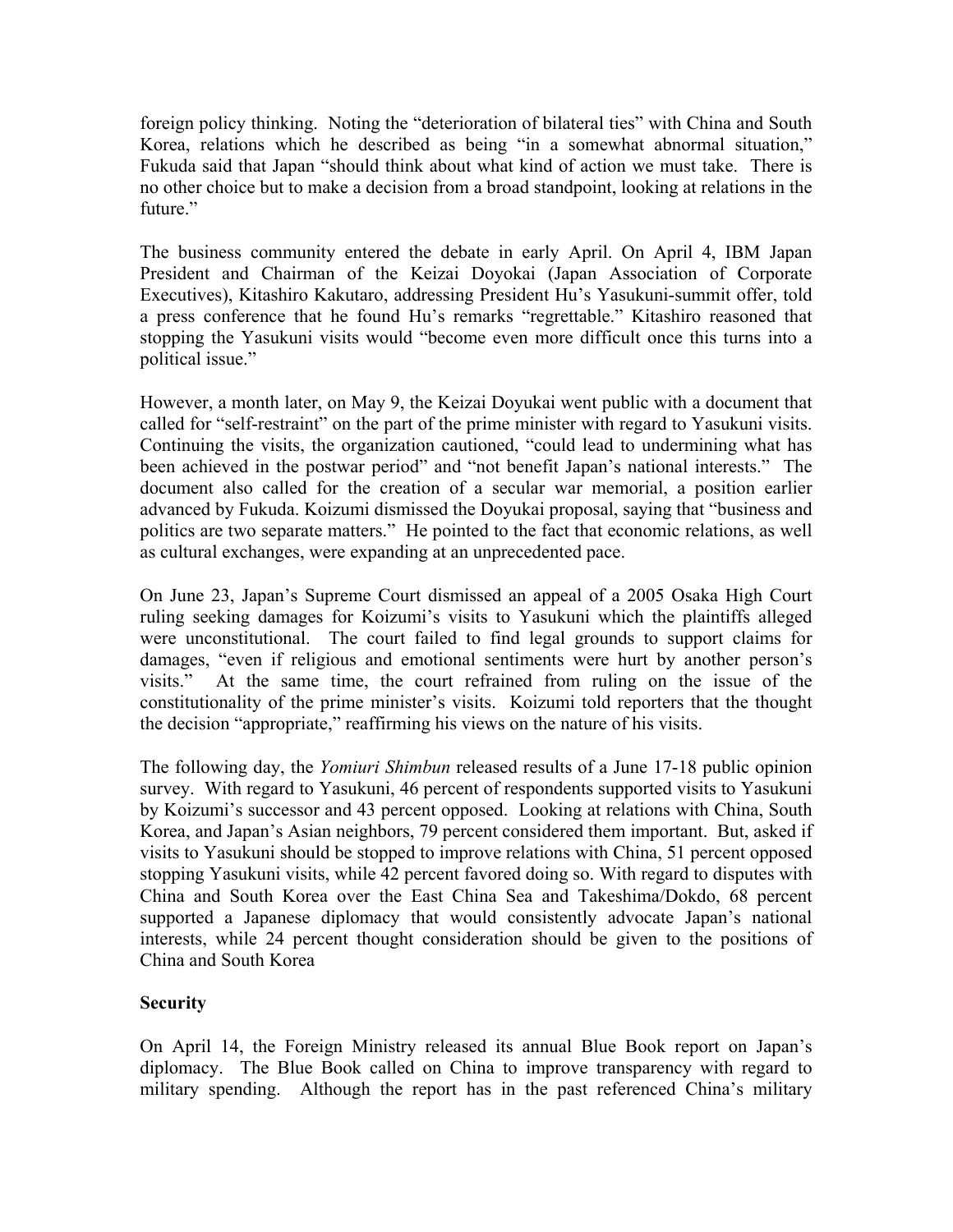foreign policy thinking. Noting the "deterioration of bilateral ties" with China and South Korea, relations which he described as being "in a somewhat abnormal situation," Fukuda said that Japan "should think about what kind of action we must take. There is no other choice but to make a decision from a broad standpoint, looking at relations in the future."

The business community entered the debate in early April. On April 4, IBM Japan President and Chairman of the Keizai Doyokai (Japan Association of Corporate Executives), Kitashiro Kakutaro, addressing President Hu's Yasukuni-summit offer, told a press conference that he found Hu's remarks "regrettable." Kitashiro reasoned that stopping the Yasukuni visits would "become even more difficult once this turns into a political issue."

However, a month later, on May 9, the Keizai Doyukai went public with a document that called for "self-restraint" on the part of the prime minister with regard to Yasukuni visits. Continuing the visits, the organization cautioned, "could lead to undermining what has been achieved in the postwar period" and "not benefit Japan's national interests." The document also called for the creation of a secular war memorial, a position earlier advanced by Fukuda. Koizumi dismissed the Doyukai proposal, saying that "business and politics are two separate matters." He pointed to the fact that economic relations, as well as cultural exchanges, were expanding at an unprecedented pace.

On June 23, Japan's Supreme Court dismissed an appeal of a 2005 Osaka High Court ruling seeking damages for Koizumi's visits to Yasukuni which the plaintiffs alleged were unconstitutional. The court failed to find legal grounds to support claims for damages, "even if religious and emotional sentiments were hurt by another person's visits." At the same time, the court refrained from ruling on the issue of the constitutionality of the prime minister's visits. Koizumi told reporters that the thought the decision "appropriate," reaffirming his views on the nature of his visits.

The following day, the *Yomiuri Shimbun* released results of a June 17-18 public opinion survey. With regard to Yasukuni, 46 percent of respondents supported visits to Yasukuni by Koizumi's successor and 43 percent opposed. Looking at relations with China, South Korea, and Japan's Asian neighbors, 79 percent considered them important. But, asked if visits to Yasukuni should be stopped to improve relations with China, 51 percent opposed stopping Yasukuni visits, while 42 percent favored doing so. With regard to disputes with China and South Korea over the East China Sea and Takeshima/Dokdo, 68 percent supported a Japanese diplomacy that would consistently advocate Japan's national interests, while 24 percent thought consideration should be given to the positions of China and South Korea

## Security

On April 14, the Foreign Ministry released its annual Blue Book report on Japan's diplomacy. The Blue Book called on China to improve transparency with regard to military spending. Although the report has in the past referenced China's military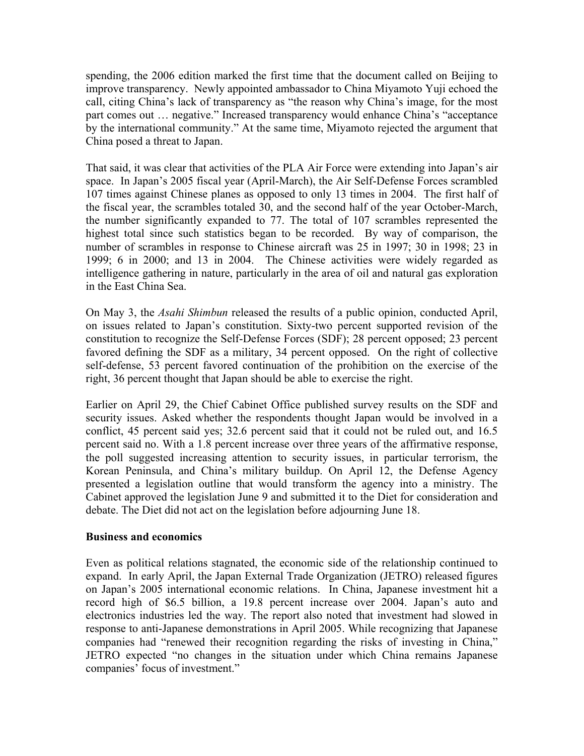spending, the 2006 edition marked the first time that the document called on Beijing to improve transparency. Newly appointed ambassador to China Miyamoto Yuji echoed the call, citing China's lack of transparency as "the reason why China's image, for the most part comes out … negative." Increased transparency would enhance China's "acceptance by the international community." At the same time, Miyamoto rejected the argument that China posed a threat to Japan.

That said, it was clear that activities of the PLA Air Force were extending into Japan's air space. In Japan's 2005 fiscal year (April-March), the Air Self-Defense Forces scrambled 107 times against Chinese planes as opposed to only 13 times in 2004. The first half of the fiscal year, the scrambles totaled 30, and the second half of the year October-March, the number significantly expanded to 77. The total of 107 scrambles represented the highest total since such statistics began to be recorded. By way of comparison, the number of scrambles in response to Chinese aircraft was 25 in 1997; 30 in 1998; 23 in 1999; 6 in 2000; and 13 in 2004. The Chinese activities were widely regarded as intelligence gathering in nature, particularly in the area of oil and natural gas exploration in the East China Sea.

On May 3, the *Asahi Shimbun* released the results of a public opinion, conducted April, on issues related to Japan's constitution. Sixty-two percent supported revision of the constitution to recognize the Self-Defense Forces (SDF); 28 percent opposed; 23 percent favored defining the SDF as a military, 34 percent opposed. On the right of collective self-defense, 53 percent favored continuation of the prohibition on the exercise of the right, 36 percent thought that Japan should be able to exercise the right.

Earlier on April 29, the Chief Cabinet Office published survey results on the SDF and security issues. Asked whether the respondents thought Japan would be involved in a conflict, 45 percent said yes; 32.6 percent said that it could not be ruled out, and 16.5 percent said no. With a 1.8 percent increase over three years of the affirmative response, the poll suggested increasing attention to security issues, in particular terrorism, the Korean Peninsula, and China's military buildup. On April 12, the Defense Agency presented a legislation outline that would transform the agency into a ministry. The Cabinet approved the legislation June 9 and submitted it to the Diet for consideration and debate. The Diet did not act on the legislation before adjourning June 18.

**Business and economics**

Even as political relations stagnated, the economic side of the relationship continued to expand. In early April, the Japan External Trade Organization (JETRO) released figures on Japan's 2005 international economic relations. In China, Japanese investment hit a record high of \$6.5 billion, a 19.8 percent increase over 2004. Japan's auto and electronics industries led the way. The report also noted that investment had slowed in response to anti-Japanese demonstrations in April 2005. While recognizing that Japanese companies had "renewed their recognition regarding the risks of investing in China," JETRO expected "no changes in the situation under which China remains Japanese companies' focus of investment."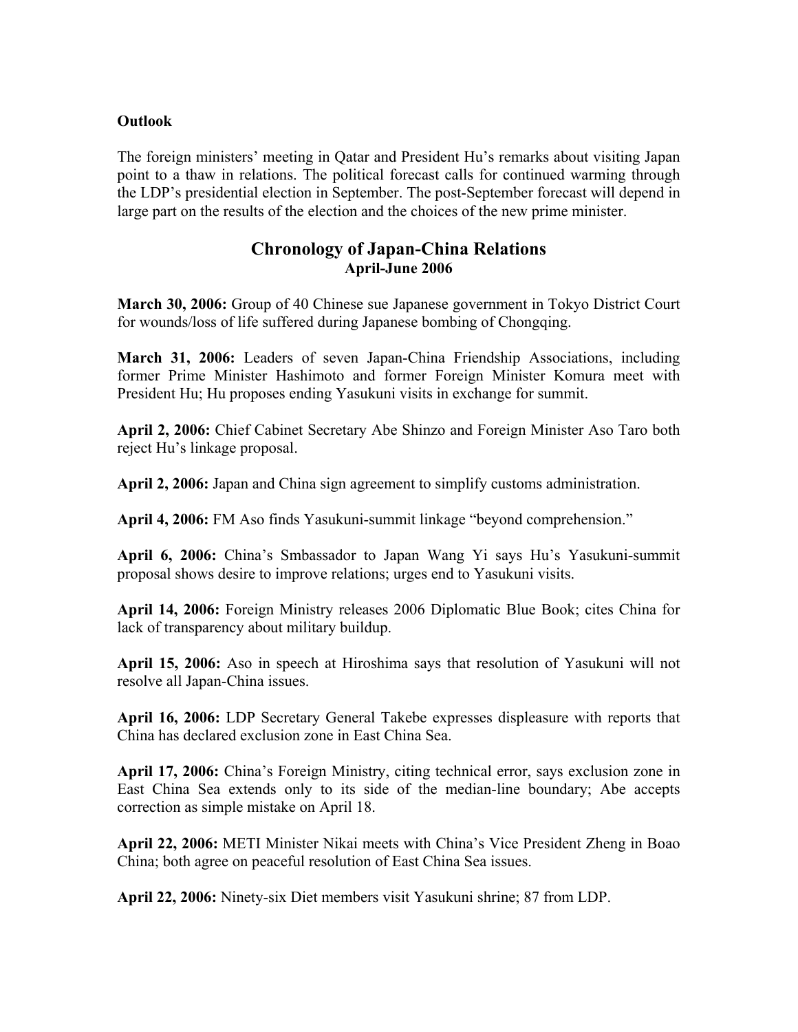**Outlook**

The foreign ministers' meeting in Qatar and President Hu's remarks about visiting Japan point to a thaw in relations. The political forecast calls for continued warming through the LDP's presidential election in September. The post-September forecast will depend in large part on the results of the election and the choices of the new prime minister.

## Chronology of Japan-China Relations
### April-June 2006

**March 30, 2006:** Group of 40 Chinese sue Japanese government in Tokyo District Court for wounds/loss of life suffered during Japanese bombing of Chongqing.

**March 31, 2006:** Leaders of seven Japan-China Friendship Associations, including former Prime Minister Hashimoto and former Foreign Minister Komura meet with President Hu; Hu proposes ending Yasukuni visits in exchange for summit.

**April 2, 2006:** Chief Cabinet Secretary Abe Shinzo and Foreign Minister Aso Taro both reject Hu's linkage proposal.

**April 2, 2006:** Japan and China sign agreement to simplify customs administration.

**April 4, 2006:** FM Aso finds Yasukuni-summit linkage "beyond comprehension."

**April 6, 2006:** China's Smbassador to Japan Wang Yi says Hu's Yasukuni-summit proposal shows desire to improve relations; urges end to Yasukuni visits.

**April 14, 2006:** Foreign Ministry releases 2006 Diplomatic Blue Book; cites China for lack of transparency about military buildup.

**April 15, 2006:** Aso in speech at Hiroshima says that resolution of Yasukuni will not resolve all Japan-China issues.

**April 16, 2006:** LDP Secretary General Takebe expresses displeasure with reports that China has declared exclusion zone in East China Sea.

**April 17, 2006:** China's Foreign Ministry, citing technical error, says exclusion zone in East China Sea extends only to its side of the median-line boundary; Abe accepts correction as simple mistake on April 18.

**April 22, 2006:** METI Minister Nikai meets with China's Vice President Zheng in Boao China; both agree on peaceful resolution of East China Sea issues.

**April 22, 2006:** Ninety-six Diet members visit Yasukuni shrine; 87 from LDP.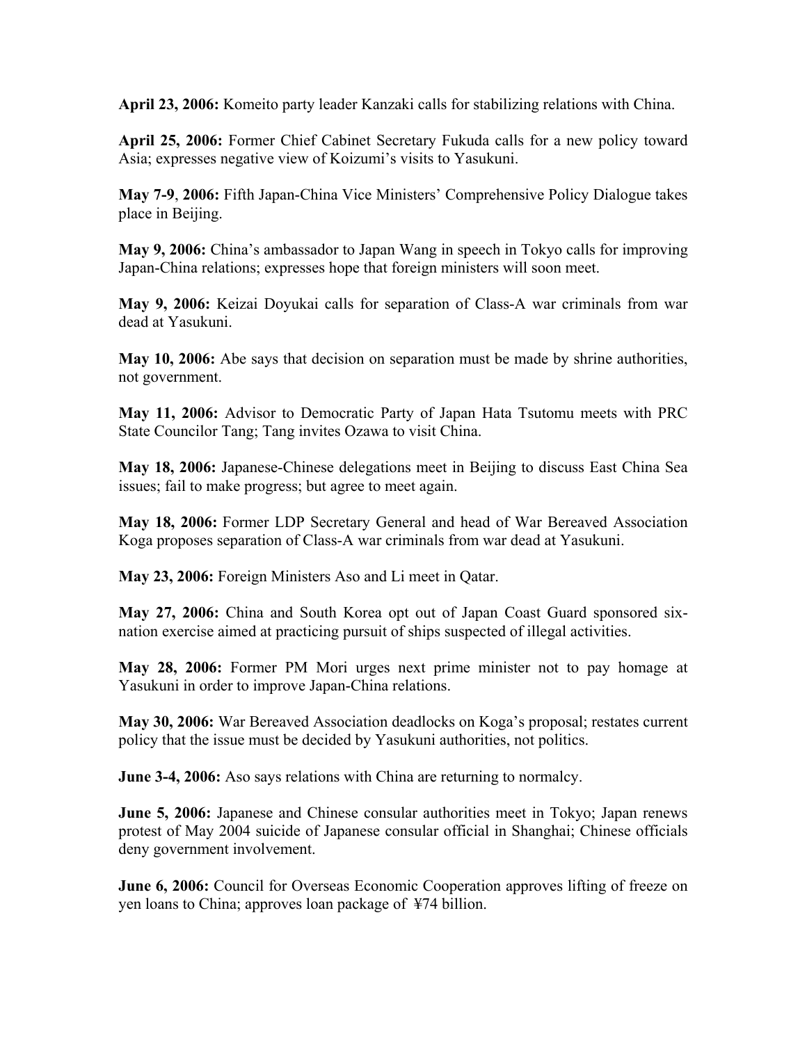**April 23, 2006:** Komeito party leader Kanzaki calls for stabilizing relations with China.

**April 25, 2006:** Former Chief Cabinet Secretary Fukuda calls for a new policy toward Asia; expresses negative view of Koizumi's visits to Yasukuni.

**May 7-9**, **2006:** Fifth Japan-China Vice Ministers' Comprehensive Policy Dialogue takes place in Beijing.

**May 9, 2006:** China's ambassador to Japan Wang in speech in Tokyo calls for improving Japan-China relations; expresses hope that foreign ministers will soon meet.

**May 9, 2006:** Keizai Doyukai calls for separation of Class-A war criminals from war dead at Yasukuni.

**May 10, 2006:** Abe says that decision on separation must be made by shrine authorities, not government.

**May 11, 2006:** Advisor to Democratic Party of Japan Hata Tsutomu meets with PRC State Councilor Tang; Tang invites Ozawa to visit China.

**May 18, 2006:** Japanese-Chinese delegations meet in Beijing to discuss East China Sea issues; fail to make progress; but agree to meet again.

**May 18, 2006:** Former LDP Secretary General and head of War Bereaved Association Koga proposes separation of Class-A war criminals from war dead at Yasukuni.

**May 23, 2006:** Foreign Ministers Aso and Li meet in Qatar.

**May 27, 2006:** China and South Korea opt out of Japan Coast Guard sponsored six-nation exercise aimed at practicing pursuit of ships suspected of illegal activities.

**May 28, 2006:** Former PM Mori urges next prime minister not to pay homage at Yasukuni in order to improve Japan-China relations.

**May 30, 2006:** War Bereaved Association deadlocks on Koga's proposal; restates current policy that the issue must be decided by Yasukuni authorities, not politics.

**June 3-4, 2006:** Aso says relations with China are returning to normalcy.

**June 5, 2006:** Japanese and Chinese consular authorities meet in Tokyo; Japan renews protest of May 2004 suicide of Japanese consular official in Shanghai; Chinese officials deny government involvement.

**June 6, 2006:** Council for Overseas Economic Cooperation approves lifting of freeze on yen loans to China; approves loan package of ¥74 billion.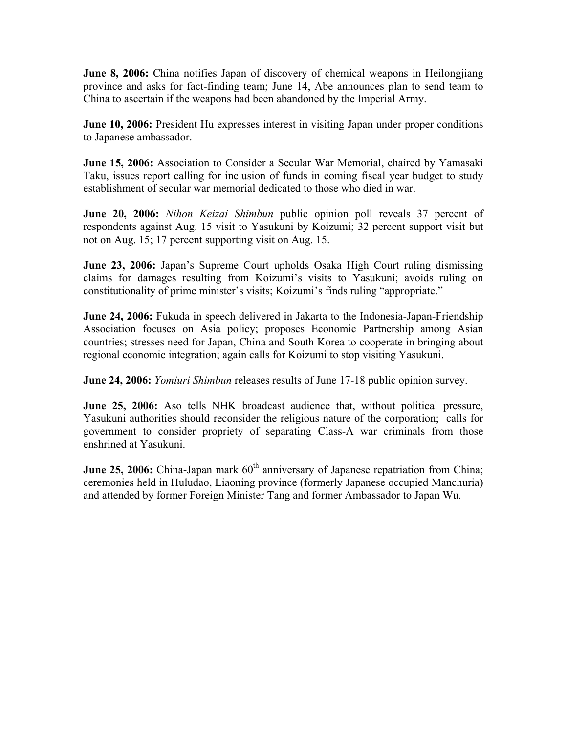**June 8, 2006:** China notifies Japan of discovery of chemical weapons in Heilongjiang province and asks for fact-finding team; June 14, Abe announces plan to send team to China to ascertain if the weapons had been abandoned by the Imperial Army.

**June 10, 2006:** President Hu expresses interest in visiting Japan under proper conditions to Japanese ambassador.

**June 15, 2006:** Association to Consider a Secular War Memorial, chaired by Yamasaki Taku, issues report calling for inclusion of funds in coming fiscal year budget to study establishment of secular war memorial dedicated to those who died in war.

**June 20, 2006:** *Nihon Keizai Shimbun* public opinion poll reveals 37 percent of respondents against Aug. 15 visit to Yasukuni by Koizumi; 32 percent support visit but not on Aug. 15; 17 percent supporting visit on Aug. 15.

**June 23, 2006:** Japan's Supreme Court upholds Osaka High Court ruling dismissing claims for damages resulting from Koizumi's visits to Yasukuni; avoids ruling on constitutionality of prime minister's visits; Koizumi's finds ruling "appropriate."

**June 24, 2006:** Fukuda in speech delivered in Jakarta to the Indonesia-Japan-Friendship Association focuses on Asia policy; proposes Economic Partnership among Asian countries; stresses need for Japan, China and South Korea to cooperate in bringing about regional economic integration; again calls for Koizumi to stop visiting Yasukuni.

**June 24, 2006:** *Yomiuri Shimbun* releases results of June 17-18 public opinion survey.

**June 25, 2006:** Aso tells NHK broadcast audience that, without political pressure, Yasukuni authorities should reconsider the religious nature of the corporation; calls for government to consider propriety of separating Class-A war criminals from those enshrined at Yasukuni.

**June 25, 2006:** China-Japan mark 60th anniversary of Japanese repatriation from China; ceremonies held in Huludao, Liaoning province (formerly Japanese occupied Manchuria) and attended by former Foreign Minister Tang and former Ambassador to Japan Wu.